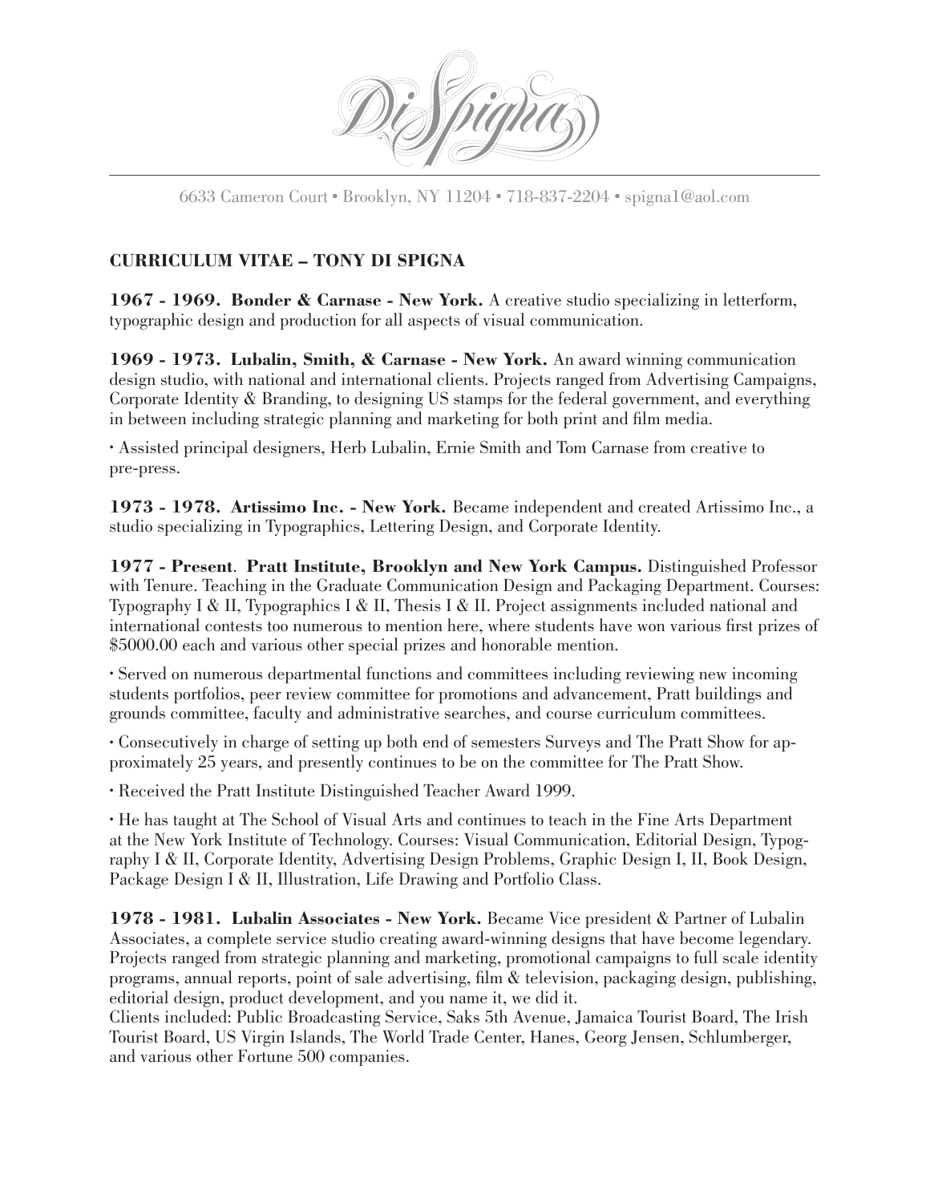DiSpigna

6633 Cameron Court • Brooklyn, NY 11204 • 718-837-2204 • spigna1@aol.com

**CURRICULUM VITAE – TONY DI SPIGNA**

**1967 - 1969. Bonder & Carnase - New York.** A creative studio specializing in letterform, typographic design and production for all aspects of visual communication.

**1969 - 1973. Lubalin, Smith, & Carnase - New York.** An award winning communication design studio, with national and international clients. Projects ranged from Advertising Campaigns, Corporate Identity & Branding, to designing US stamps for the federal government, and everything in between including strategic planning and marketing for both print and film media.

• Assisted principal designers, Herb Lubalin, Ernie Smith and Tom Carnase from creative to pre-press.

**1973 - 1978. Artissimo Inc. - New York.** Became independent and created Artissimo Inc., a studio specializing in Typographics, Lettering Design, and Corporate Identity.

**1977 - Present. Pratt Institute, Brooklyn and New York Campus.** Distinguished Professor with Tenure. Teaching in the Graduate Communication Design and Packaging Department. Courses: Typography I & II, Typographics I & II, Thesis I & II. Project assignments included national and international contests too numerous to mention here, where students have won various first prizes of $5000.00 each and various other special prizes and honorable mention.

• Served on numerous departmental functions and committees including reviewing new incoming students portfolios, peer review committee for promotions and advancement, Pratt buildings and grounds committee, faculty and administrative searches, and course curriculum committees.

• Consecutively in charge of setting up both end of semesters Surveys and The Pratt Show for approximately 25 years, and presently continues to be on the committee for The Pratt Show.

• Received the Pratt Institute Distinguished Teacher Award 1999.

• He has taught at The School of Visual Arts and continues to teach in the Fine Arts Department at the New York Institute of Technology. Courses: Visual Communication, Editorial Design, Typography I & II, Corporate Identity, Advertising Design Problems, Graphic Design I, II, Book Design, Package Design I & II, Illustration, Life Drawing and Portfolio Class.

**1978 - 1981. Lubalin Associates - New York.** Became Vice president & Partner of Lubalin Associates, a complete service studio creating award-winning designs that have become legendary. Projects ranged from strategic planning and marketing, promotional campaigns to full scale identity programs, annual reports, point of sale advertising, film & television, packaging design, publishing, editorial design, product development, and you name it, we did it.
Clients included: Public Broadcasting Service, Saks 5th Avenue, Jamaica Tourist Board, The Irish Tourist Board, US Virgin Islands, The World Trade Center, Hanes, Georg Jensen, Schlumberger, and various other Fortune 500 companies.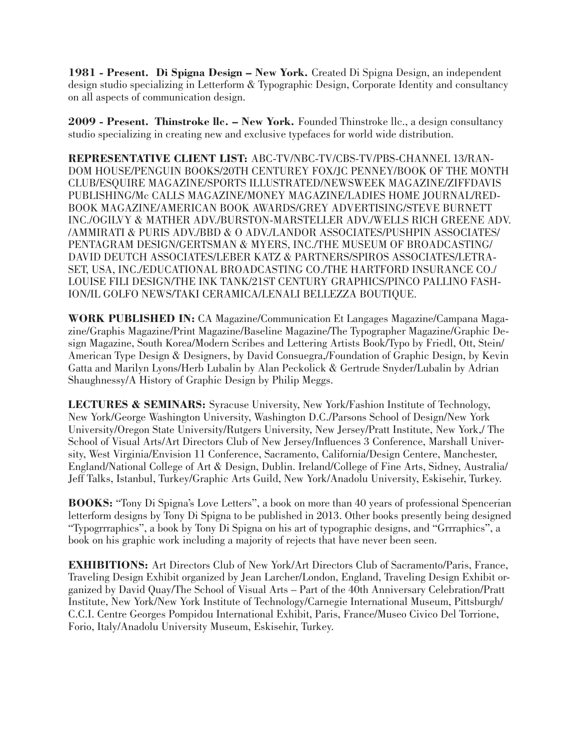**1981 - Present. Di Spigna Design – New York.** Created Di Spigna Design, an independent design studio specializing in Letterform & Typographic Design, Corporate Identity and consultancy on all aspects of communication design.

**2009 - Present. Thinstroke llc. – New York.** Founded Thinstroke llc., a design consultancy studio specializing in creating new and exclusive typefaces for world wide distribution.

**REPRESENTATIVE CLIENT LIST:** ABC-TV/NBC-TV/CBS-TV/PBS-CHANNEL 13/RANDOM HOUSE/PENGUIN BOOKS/20TH CENTUREY FOX/JC PENNEY/BOOK OF THE MONTH CLUB/ESQUIRE MAGAZINE/SPORTS ILLUSTRATED/NEWSWEEK MAGAZINE/ZIFFDAVIS PUBLISHING/Mc CALLS MAGAZINE/MONEY MAGAZINE/LADIES HOME JOURNAL/REDBOOK MAGAZINE/AMERICAN BOOK AWARDS/GREY ADVERTISING/STEVE BURNETT INC./OGILVY & MATHER ADV./BURSTON-MARSTELLER ADV./WELLS RICH GREENE ADV. /AMMIRATI & PURIS ADV./BBD & O ADV./LANDOR ASSOCIATES/PUSHPIN ASSOCIATES/ PENTAGRAM DESIGN/GERTSMAN & MYERS, INC./THE MUSEUM OF BROADCASTING/ DAVID DEUTCH ASSOCIATES/LEBER KATZ & PARTNERS/SPIROS ASSOCIATES/LETRASET, USA, INC./EDUCATIONAL BROADCASTING CO./THE HARTFORD INSURANCE CO./ LOUISE FILI DESIGN/THE INK TANK/21ST CENTURY GRAPHICS/PINCO PALLINO FASHION/IL GOLFO NEWS/TAKI CERAMICA/LENALI BELLEZZA BOUTIQUE.

**WORK PUBLISHED IN:** CA Magazine/Communication Et Langages Magazine/Campana Magazine/Graphis Magazine/Print Magazine/Baseline Magazine/The Typographer Magazine/Graphic Design Magazine, South Korea/Modern Scribes and Lettering Artists Book/Typo by Friedl, Ott, Stein/ American Type Design & Designers, by David Consuegra,/Foundation of Graphic Design, by Kevin Gatta and Marilyn Lyons/Herb Lubalin by Alan Peckolick & Gertrude Snyder/Lubalin by Adrian Shaughnessy/A History of Graphic Design by Philip Meggs.

**LECTURES & SEMINARS:** Syracuse University, New York/Fashion Institute of Technology, New York/George Washington University, Washington D.C./Parsons School of Design/New York University/Oregon State University/Rutgers University, New Jersey/Pratt Institute, New York,/ The School of Visual Arts/Art Directors Club of New Jersey/Influences 3 Conference, Marshall University, West Virginia/Envision 11 Conference, Sacramento, California/Design Centere, Manchester, England/National College of Art & Design, Dublin. Ireland/College of Fine Arts, Sidney, Australia/ Jeff Talks, Istanbul, Turkey/Graphic Arts Guild, New York/Anadolu University, Eskisehir, Turkey.

**BOOKS:** "Tony Di Spigna's Love Letters", a book on more than 40 years of professional Spencerian letterform designs by Tony Di Spigna to be published in 2013. Other books presently being designed "Typogrrraphics", a book by Tony Di Spigna on his art of typographic designs, and "Grrraphics", a book on his graphic work including a majority of rejects that have never been seen.

**EXHIBITIONS:** Art Directors Club of New York/Art Directors Club of Sacramento/Paris, France, Traveling Design Exhibit organized by Jean Larcher/London, England, Traveling Design Exhibit organized by David Quay/The School of Visual Arts – Part of the 40th Anniversary Celebration/Pratt Institute, New York/New York Institute of Technology/Carnegie International Museum, Pittsburgh/ C.C.I. Centre Georges Pompidou International Exhibit, Paris, France/Museo Civico Del Torrione, Forio, Italy/Anadolu University Museum, Eskisehir, Turkey.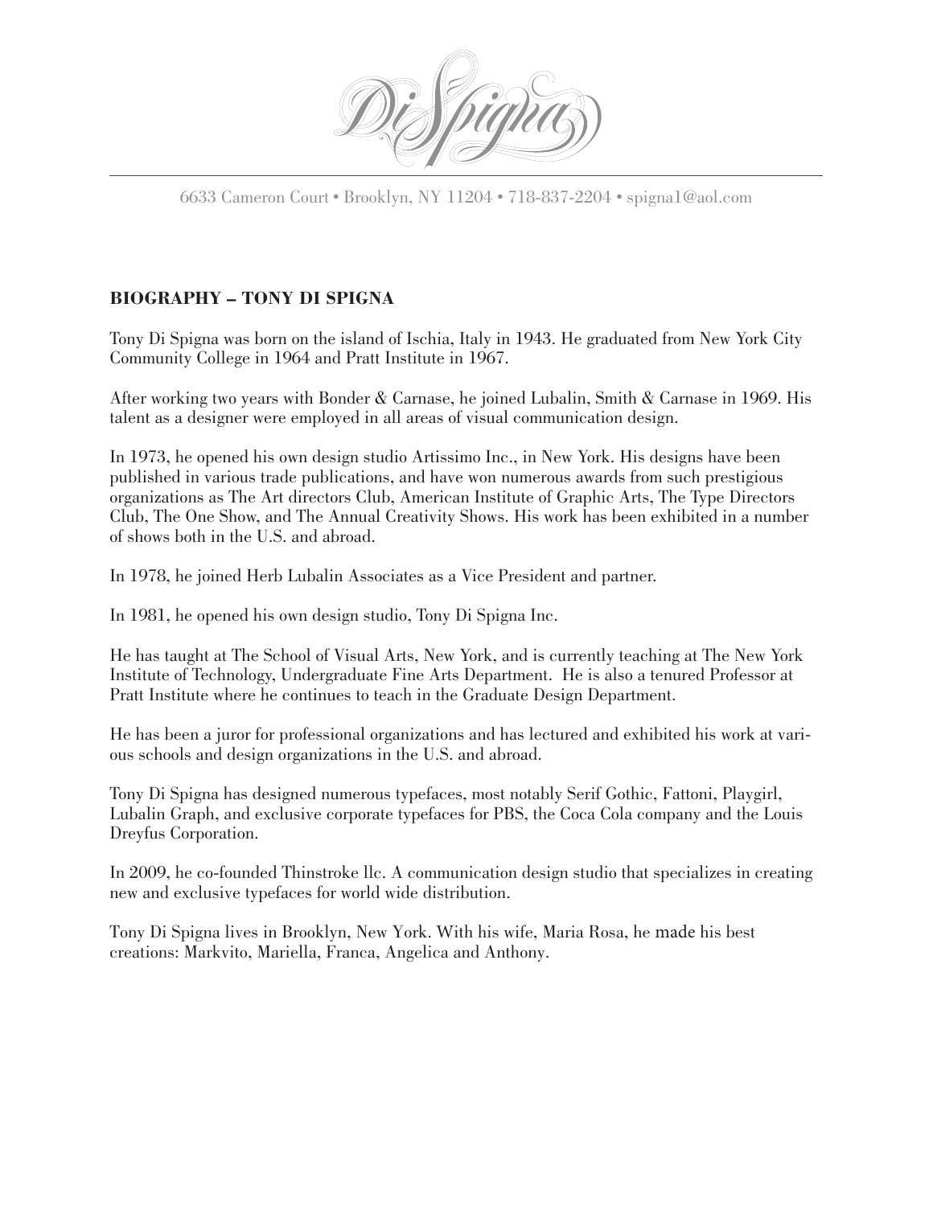Di Spigna

6633 Cameron Court • Brooklyn, NY 11204 • 718-837-2204 • spigna1@aol.com

## BIOGRAPHY – TONY DI SPIGNA

Tony Di Spigna was born on the island of Ischia, Italy in 1943. He graduated from New York City Community College in 1964 and Pratt Institute in 1967.

After working two years with Bonder & Carnase, he joined Lubalin, Smith & Carnase in 1969. His talent as a designer were employed in all areas of visual communication design.

In 1973, he opened his own design studio Artissimo Inc., in New York. His designs have been published in various trade publications, and have won numerous awards from such prestigious organizations as The Art directors Club, American Institute of Graphic Arts, The Type Directors Club, The One Show, and The Annual Creativity Shows. His work has been exhibited in a number of shows both in the U.S. and abroad.

In 1978, he joined Herb Lubalin Associates as a Vice President and partner.

In 1981, he opened his own design studio, Tony Di Spigna Inc.

He has taught at The School of Visual Arts, New York, and is currently teaching at The New York Institute of Technology, Undergraduate Fine Arts Department. He is also a tenured Professor at Pratt Institute where he continues to teach in the Graduate Design Department.

He has been a juror for professional organizations and has lectured and exhibited his work at various schools and design organizations in the U.S. and abroad.

Tony Di Spigna has designed numerous typefaces, most notably Serif Gothic, Fattoni, Playgirl, Lubalin Graph, and exclusive corporate typefaces for PBS, the Coca Cola company and the Louis Dreyfus Corporation.

In 2009, he co-founded Thinstroke llc. A communication design studio that specializes in creating new and exclusive typefaces for world wide distribution.

Tony Di Spigna lives in Brooklyn, New York. With his wife, Maria Rosa, he made his best creations: Markvito, Mariella, Franca, Angelica and Anthony.